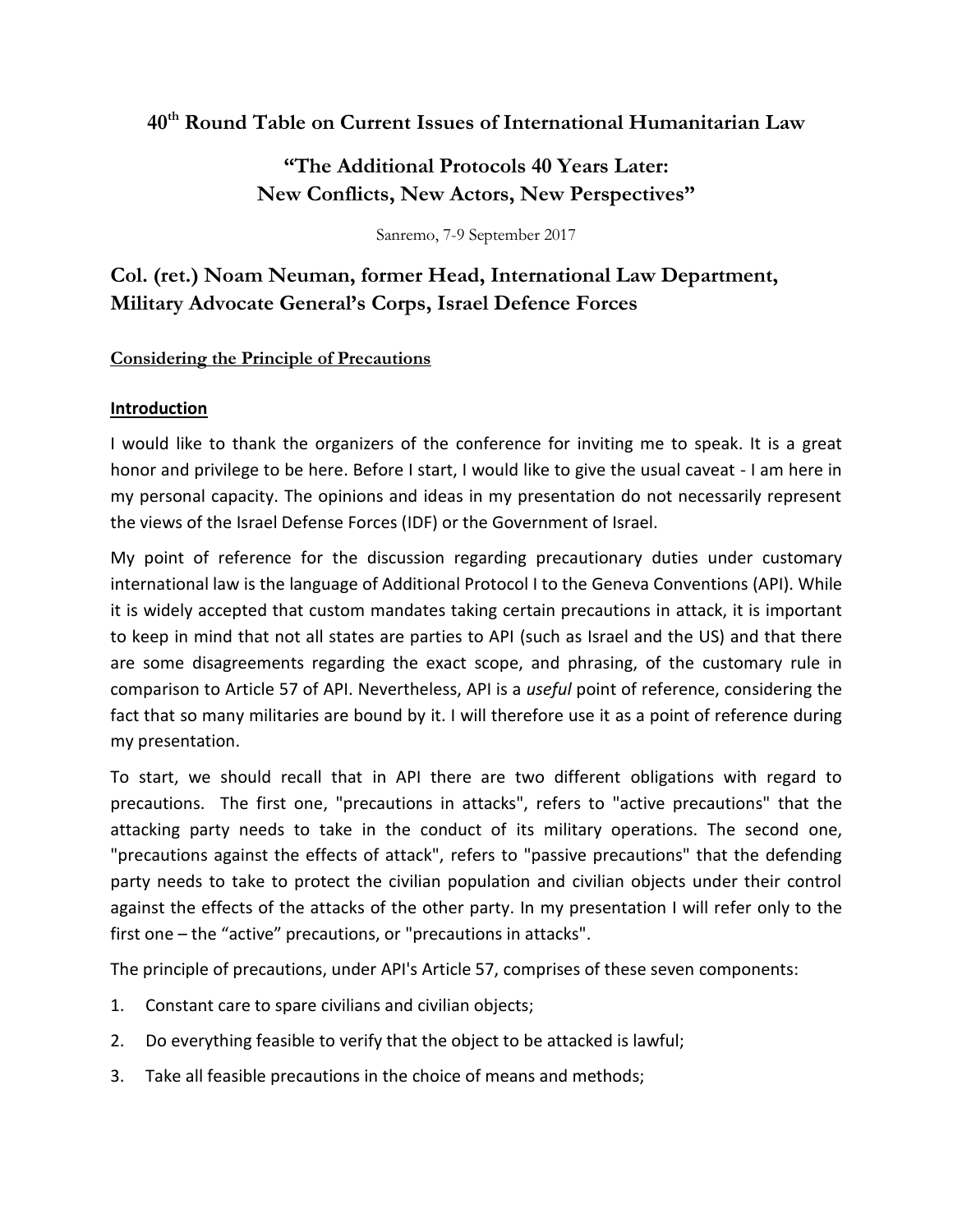# 40th Round Table on Current Issues of International Humanitarian Law

## "The Additional Protocols 40 Years Later: New Conflicts, New Actors, New Perspectives"

Sanremo, 7-9 September 2017

## Col. (ret.) Noam Neuman, former Head, International Law Department, Military Advocate General's Corps, Israel Defence Forces

### Considering the Principle of Precautions

### Introduction

I would like to thank the organizers of the conference for inviting me to speak. It is a great honor and privilege to be here. Before I start, I would like to give the usual caveat - I am here in my personal capacity. The opinions and ideas in my presentation do not necessarily represent the views of the Israel Defense Forces (IDF) or the Government of Israel.

My point of reference for the discussion regarding precautionary duties under customary international law is the language of Additional Protocol I to the Geneva Conventions (API). While it is widely accepted that custom mandates taking certain precautions in attack, it is important to keep in mind that not all states are parties to API (such as Israel and the US) and that there are some disagreements regarding the exact scope, and phrasing, of the customary rule in comparison to Article 57 of API. Nevertheless, API is a *useful* point of reference, considering the fact that so many militaries are bound by it. I will therefore use it as a point of reference during my presentation.

To start, we should recall that in API there are two different obligations with regard to precautions. The first one, "precautions in attacks", refers to "active precautions" that the attacking party needs to take in the conduct of its military operations. The second one, "precautions against the effects of attack", refers to "passive precautions" that the defending party needs to take to protect the civilian population and civilian objects under their control against the effects of the attacks of the other party. In my presentation I will refer only to the first one – the "active" precautions, or "precautions in attacks".

The principle of precautions, under API's Article 57, comprises of these seven components:

1. Constant care to spare civilians and civilian objects;
2. Do everything feasible to verify that the object to be attacked is lawful;
3. Take all feasible precautions in the choice of means and methods;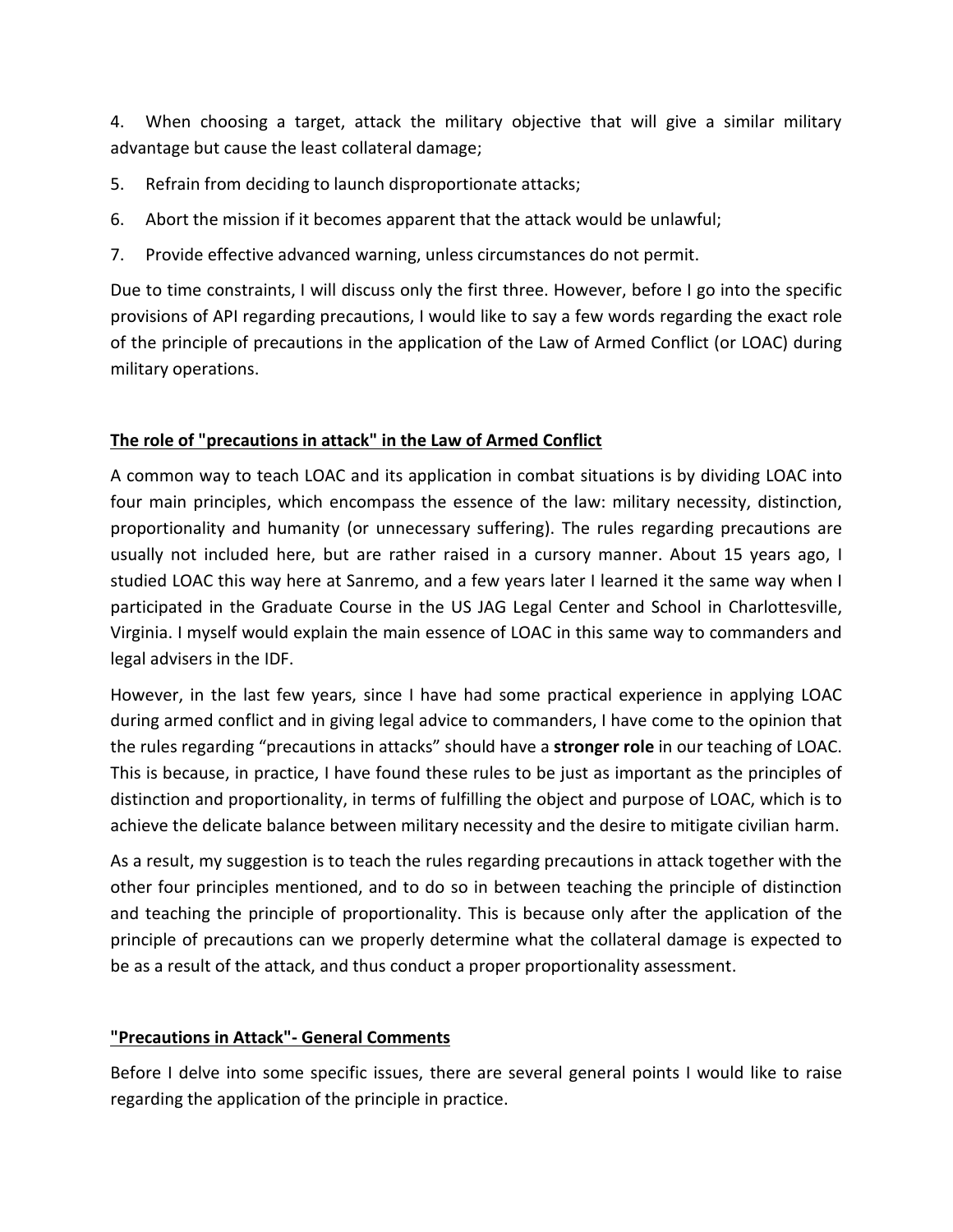4. When choosing a target, attack the military objective that will give a similar military advantage but cause the least collateral damage;
5. Refrain from deciding to launch disproportionate attacks;
6. Abort the mission if it becomes apparent that the attack would be unlawful;
7. Provide effective advanced warning, unless circumstances do not permit.

Due to time constraints, I will discuss only the first three. However, before I go into the specific provisions of API regarding precautions, I would like to say a few words regarding the exact role of the principle of precautions in the application of the Law of Armed Conflict (or LOAC) during military operations.

## The role of "precautions in attack" in the Law of Armed Conflict

A common way to teach LOAC and its application in combat situations is by dividing LOAC into four main principles, which encompass the essence of the law: military necessity, distinction, proportionality and humanity (or unnecessary suffering). The rules regarding precautions are usually not included here, but are rather raised in a cursory manner. About 15 years ago, I studied LOAC this way here at Sanremo, and a few years later I learned it the same way when I participated in the Graduate Course in the US JAG Legal Center and School in Charlottesville, Virginia. I myself would explain the main essence of LOAC in this same way to commanders and legal advisers in the IDF.

However, in the last few years, since I have had some practical experience in applying LOAC during armed conflict and in giving legal advice to commanders, I have come to the opinion that the rules regarding "precautions in attacks" should have a **stronger role** in our teaching of LOAC. This is because, in practice, I have found these rules to be just as important as the principles of distinction and proportionality, in terms of fulfilling the object and purpose of LOAC, which is to achieve the delicate balance between military necessity and the desire to mitigate civilian harm.

As a result, my suggestion is to teach the rules regarding precautions in attack together with the other four principles mentioned, and to do so in between teaching the principle of distinction and teaching the principle of proportionality. This is because only after the application of the principle of precautions can we properly determine what the collateral damage is expected to be as a result of the attack, and thus conduct a proper proportionality assessment.

## "Precautions in Attack"- General Comments

Before I delve into some specific issues, there are several general points I would like to raise regarding the application of the principle in practice.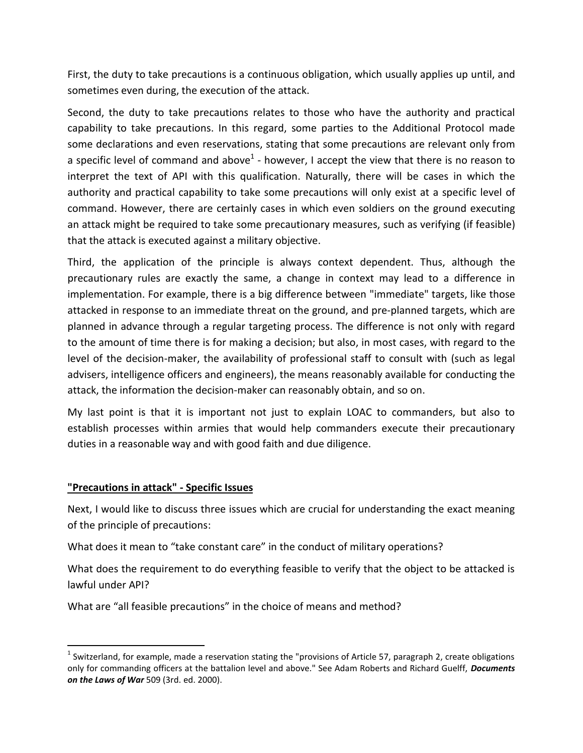First, the duty to take precautions is a continuous obligation, which usually applies up until, and sometimes even during, the execution of the attack.

Second, the duty to take precautions relates to those who have the authority and practical capability to take precautions. In this regard, some parties to the Additional Protocol made some declarations and even reservations, stating that some precautions are relevant only from a specific level of command and above[1] - however, I accept the view that there is no reason to interpret the text of API with this qualification. Naturally, there will be cases in which the authority and practical capability to take some precautions will only exist at a specific level of command. However, there are certainly cases in which even soldiers on the ground executing an attack might be required to take some precautionary measures, such as verifying (if feasible) that the attack is executed against a military objective.

Third, the application of the principle is always context dependent. Thus, although the precautionary rules are exactly the same, a change in context may lead to a difference in implementation. For example, there is a big difference between "immediate" targets, like those attacked in response to an immediate threat on the ground, and pre-planned targets, which are planned in advance through a regular targeting process. The difference is not only with regard to the amount of time there is for making a decision; but also, in most cases, with regard to the level of the decision-maker, the availability of professional staff to consult with (such as legal advisers, intelligence officers and engineers), the means reasonably available for conducting the attack, the information the decision-maker can reasonably obtain, and so on.

My last point is that it is important not just to explain LOAC to commanders, but also to establish processes within armies that would help commanders execute their precautionary duties in a reasonable way and with good faith and due diligence.

## **"Precautions in attack" - Specific Issues**

Next, I would like to discuss three issues which are crucial for understanding the exact meaning of the principle of precautions:

What does it mean to "take constant care" in the conduct of military operations?

What does the requirement to do everything feasible to verify that the object to be attacked is lawful under API?

What are "all feasible precautions" in the choice of means and method?

---

[1] Switzerland, for example, made a reservation stating the "provisions of Article 57, paragraph 2, create obligations only for commanding officers at the battalion level and above." See Adam Roberts and Richard Guelff, ***Documents on the Laws of War*** 509 (3rd. ed. 2000).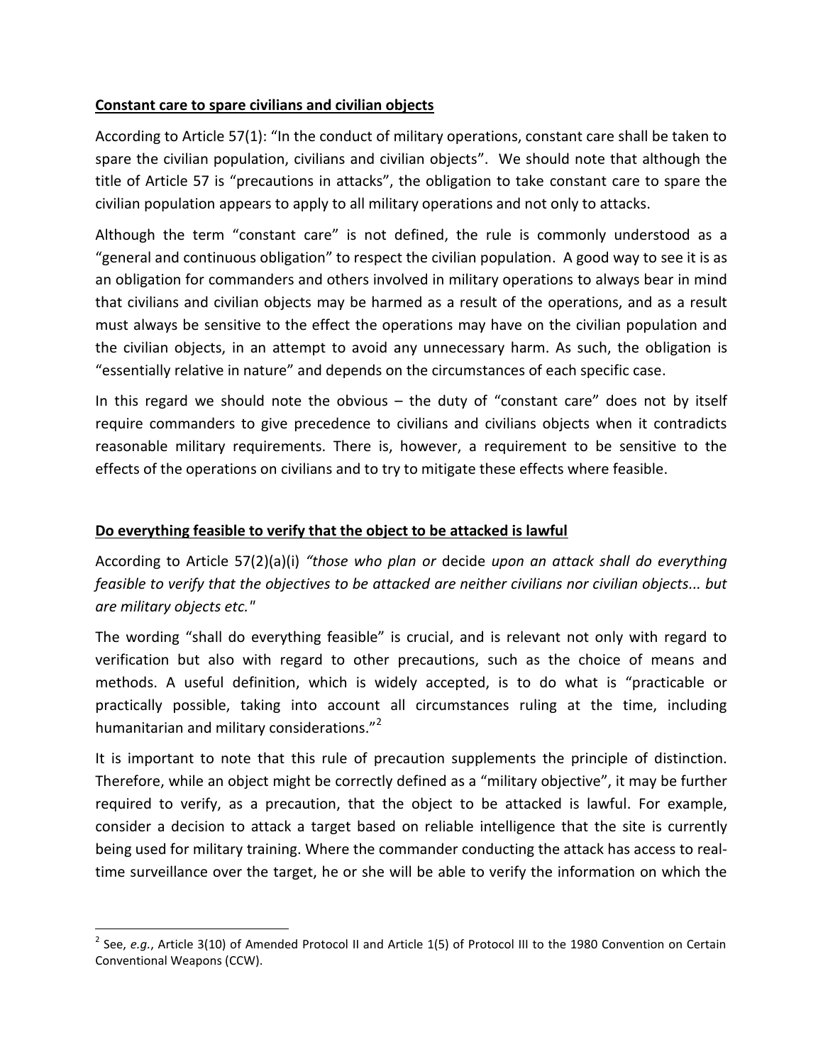**Constant care to spare civilians and civilian objects**

According to Article 57(1): "In the conduct of military operations, constant care shall be taken to spare the civilian population, civilians and civilian objects". We should note that although the title of Article 57 is "precautions in attacks", the obligation to take constant care to spare the civilian population appears to apply to all military operations and not only to attacks.

Although the term "constant care" is not defined, the rule is commonly understood as a "general and continuous obligation" to respect the civilian population. A good way to see it is as an obligation for commanders and others involved in military operations to always bear in mind that civilians and civilian objects may be harmed as a result of the operations, and as a result must always be sensitive to the effect the operations may have on the civilian population and the civilian objects, in an attempt to avoid any unnecessary harm. As such, the obligation is "essentially relative in nature" and depends on the circumstances of each specific case.

In this regard we should note the obvious – the duty of "constant care" does not by itself require commanders to give precedence to civilians and civilians objects when it contradicts reasonable military requirements. There is, however, a requirement to be sensitive to the effects of the operations on civilians and to try to mitigate these effects where feasible.

**Do everything feasible to verify that the object to be attacked is lawful**

According to Article 57(2)(a)(i) *"those who plan or* decide *upon an attack shall do everything feasible to verify that the objectives to be attacked are neither civilians nor civilian objects... but are military objects etc."*

The wording "shall do everything feasible" is crucial, and is relevant not only with regard to verification but also with regard to other precautions, such as the choice of means and methods. A useful definition, which is widely accepted, is to do what is "practicable or practically possible, taking into account all circumstances ruling at the time, including humanitarian and military considerations."[2]

It is important to note that this rule of precaution supplements the principle of distinction. Therefore, while an object might be correctly defined as a "military objective", it may be further required to verify, as a precaution, that the object to be attacked is lawful. For example, consider a decision to attack a target based on reliable intelligence that the site is currently being used for military training. Where the commander conducting the attack has access to real-time surveillance over the target, he or she will be able to verify the information on which the

[2] See, *e.g.*, Article 3(10) of Amended Protocol II and Article 1(5) of Protocol III to the 1980 Convention on Certain Conventional Weapons (CCW).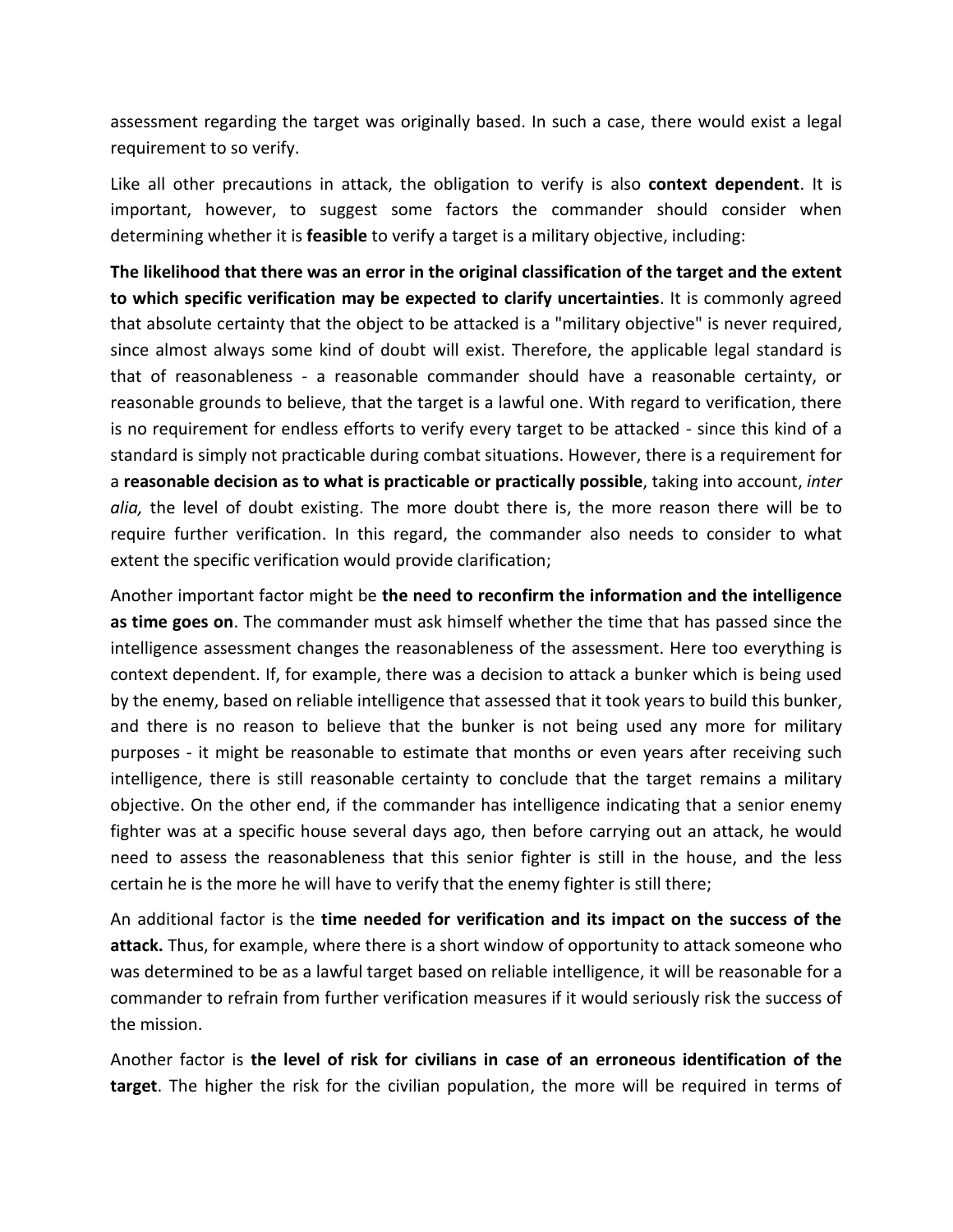assessment regarding the target was originally based. In such a case, there would exist a legal requirement to so verify.

Like all other precautions in attack, the obligation to verify is also **context dependent**. It is important, however, to suggest some factors the commander should consider when determining whether it is **feasible** to verify a target is a military objective, including:

**The likelihood that there was an error in the original classification of the target and the extent to which specific verification may be expected to clarify uncertainties**. It is commonly agreed that absolute certainty that the object to be attacked is a "military objective" is never required, since almost always some kind of doubt will exist. Therefore, the applicable legal standard is that of reasonableness - a reasonable commander should have a reasonable certainty, or reasonable grounds to believe, that the target is a lawful one. With regard to verification, there is no requirement for endless efforts to verify every target to be attacked - since this kind of a standard is simply not practicable during combat situations. However, there is a requirement for a **reasonable decision as to what is practicable or practically possible**, taking into account, *inter alia,* the level of doubt existing. The more doubt there is, the more reason there will be to require further verification. In this regard, the commander also needs to consider to what extent the specific verification would provide clarification;

Another important factor might be **the need to reconfirm the information and the intelligence as time goes on**. The commander must ask himself whether the time that has passed since the intelligence assessment changes the reasonableness of the assessment. Here too everything is context dependent. If, for example, there was a decision to attack a bunker which is being used by the enemy, based on reliable intelligence that assessed that it took years to build this bunker, and there is no reason to believe that the bunker is not being used any more for military purposes - it might be reasonable to estimate that months or even years after receiving such intelligence, there is still reasonable certainty to conclude that the target remains a military objective. On the other end, if the commander has intelligence indicating that a senior enemy fighter was at a specific house several days ago, then before carrying out an attack, he would need to assess the reasonableness that this senior fighter is still in the house, and the less certain he is the more he will have to verify that the enemy fighter is still there;

An additional factor is the **time needed for verification and its impact on the success of the attack.** Thus, for example, where there is a short window of opportunity to attack someone who was determined to be as a lawful target based on reliable intelligence, it will be reasonable for a commander to refrain from further verification measures if it would seriously risk the success of the mission.

Another factor is **the level of risk for civilians in case of an erroneous identification of the target**. The higher the risk for the civilian population, the more will be required in terms of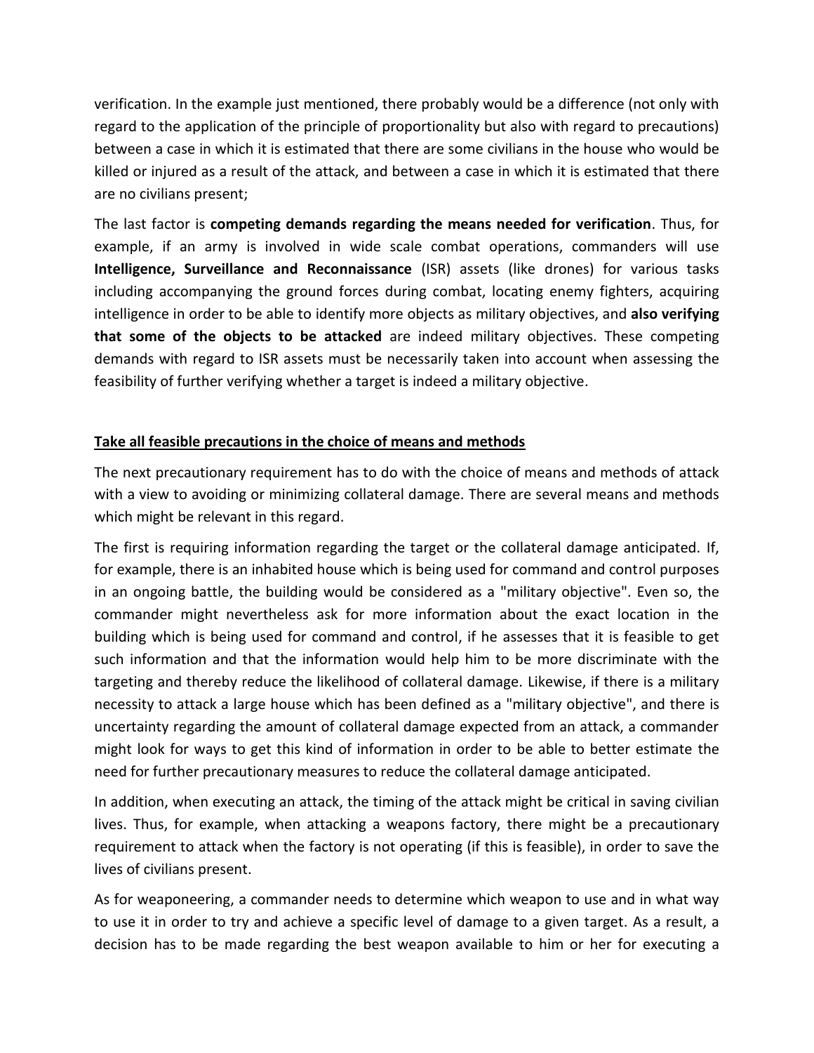verification. In the example just mentioned, there probably would be a difference (not only with regard to the application of the principle of proportionality but also with regard to precautions) between a case in which it is estimated that there are some civilians in the house who would be killed or injured as a result of the attack, and between a case in which it is estimated that there are no civilians present;

The last factor is **competing demands regarding the means needed for verification**. Thus, for example, if an army is involved in wide scale combat operations, commanders will use **Intelligence, Surveillance and Reconnaissance** (ISR) assets (like drones) for various tasks including accompanying the ground forces during combat, locating enemy fighters, acquiring intelligence in order to be able to identify more objects as military objectives, and **also verifying that some of the objects to be attacked** are indeed military objectives. These competing demands with regard to ISR assets must be necessarily taken into account when assessing the feasibility of further verifying whether a target is indeed a military objective.

## Take all feasible precautions in the choice of means and methods

The next precautionary requirement has to do with the choice of means and methods of attack with a view to avoiding or minimizing collateral damage. There are several means and methods which might be relevant in this regard.

The first is requiring information regarding the target or the collateral damage anticipated. If, for example, there is an inhabited house which is being used for command and control purposes in an ongoing battle, the building would be considered as a "military objective". Even so, the commander might nevertheless ask for more information about the exact location in the building which is being used for command and control, if he assesses that it is feasible to get such information and that the information would help him to be more discriminate with the targeting and thereby reduce the likelihood of collateral damage. Likewise, if there is a military necessity to attack a large house which has been defined as a "military objective", and there is uncertainty regarding the amount of collateral damage expected from an attack, a commander might look for ways to get this kind of information in order to be able to better estimate the need for further precautionary measures to reduce the collateral damage anticipated.

In addition, when executing an attack, the timing of the attack might be critical in saving civilian lives. Thus, for example, when attacking a weapons factory, there might be a precautionary requirement to attack when the factory is not operating (if this is feasible), in order to save the lives of civilians present.

As for weaponeering, a commander needs to determine which weapon to use and in what way to use it in order to try and achieve a specific level of damage to a given target. As a result, a decision has to be made regarding the best weapon available to him or her for executing a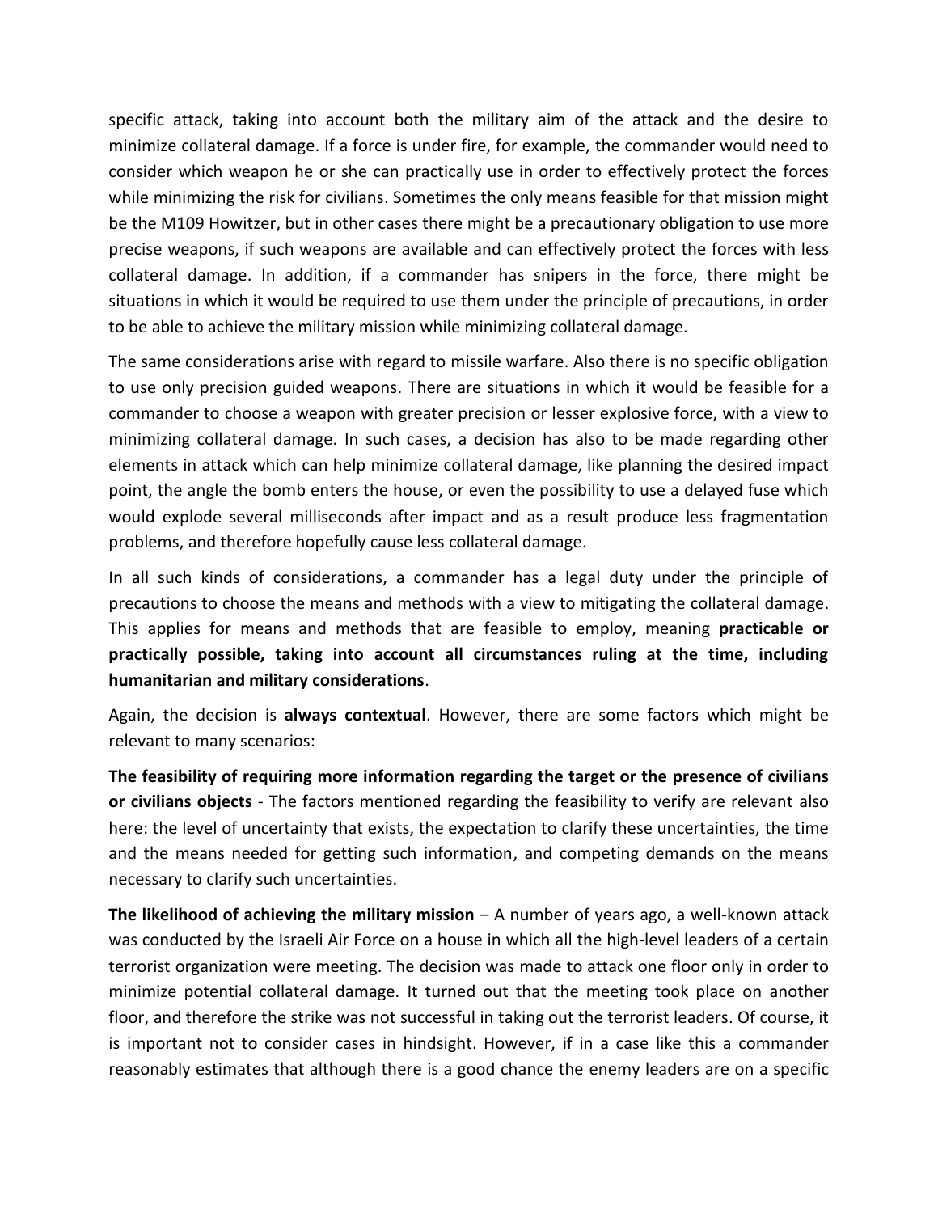specific attack, taking into account both the military aim of the attack and the desire to minimize collateral damage. If a force is under fire, for example, the commander would need to consider which weapon he or she can practically use in order to effectively protect the forces while minimizing the risk for civilians. Sometimes the only means feasible for that mission might be the M109 Howitzer, but in other cases there might be a precautionary obligation to use more precise weapons, if such weapons are available and can effectively protect the forces with less collateral damage. In addition, if a commander has snipers in the force, there might be situations in which it would be required to use them under the principle of precautions, in order to be able to achieve the military mission while minimizing collateral damage.

The same considerations arise with regard to missile warfare. Also there is no specific obligation to use only precision guided weapons. There are situations in which it would be feasible for a commander to choose a weapon with greater precision or lesser explosive force, with a view to minimizing collateral damage. In such cases, a decision has also to be made regarding other elements in attack which can help minimize collateral damage, like planning the desired impact point, the angle the bomb enters the house, or even the possibility to use a delayed fuse which would explode several milliseconds after impact and as a result produce less fragmentation problems, and therefore hopefully cause less collateral damage.

In all such kinds of considerations, a commander has a legal duty under the principle of precautions to choose the means and methods with a view to mitigating the collateral damage. This applies for means and methods that are feasible to employ, meaning **practicable or practically possible, taking into account all circumstances ruling at the time, including humanitarian and military considerations**.

Again, the decision is **always contextual**. However, there are some factors which might be relevant to many scenarios:

**The feasibility of requiring more information regarding the target or the presence of civilians or civilians objects** - The factors mentioned regarding the feasibility to verify are relevant also here: the level of uncertainty that exists, the expectation to clarify these uncertainties, the time and the means needed for getting such information, and competing demands on the means necessary to clarify such uncertainties.

**The likelihood of achieving the military mission** – A number of years ago, a well-known attack was conducted by the Israeli Air Force on a house in which all the high-level leaders of a certain terrorist organization were meeting. The decision was made to attack one floor only in order to minimize potential collateral damage. It turned out that the meeting took place on another floor, and therefore the strike was not successful in taking out the terrorist leaders. Of course, it is important not to consider cases in hindsight. However, if in a case like this a commander reasonably estimates that although there is a good chance the enemy leaders are on a specific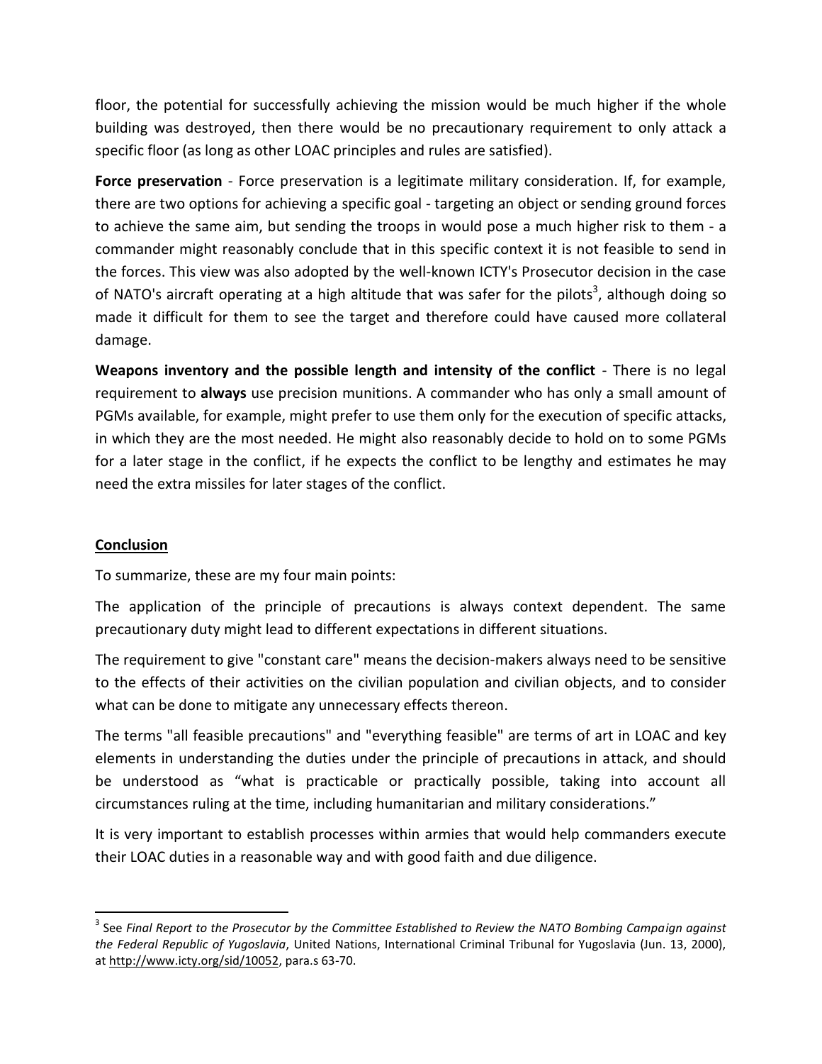floor, the potential for successfully achieving the mission would be much higher if the whole building was destroyed, then there would be no precautionary requirement to only attack a specific floor (as long as other LOAC principles and rules are satisfied).

**Force preservation** - Force preservation is a legitimate military consideration. If, for example, there are two options for achieving a specific goal - targeting an object or sending ground forces to achieve the same aim, but sending the troops in would pose a much higher risk to them - a commander might reasonably conclude that in this specific context it is not feasible to send in the forces. This view was also adopted by the well-known ICTY's Prosecutor decision in the case of NATO's aircraft operating at a high altitude that was safer for the pilots[3], although doing so made it difficult for them to see the target and therefore could have caused more collateral damage.

**Weapons inventory and the possible length and intensity of the conflict** - There is no legal requirement to **always** use precision munitions. A commander who has only a small amount of PGMs available, for example, might prefer to use them only for the execution of specific attacks, in which they are the most needed. He might also reasonably decide to hold on to some PGMs for a later stage in the conflict, if he expects the conflict to be lengthy and estimates he may need the extra missiles for later stages of the conflict.

## Conclusion

To summarize, these are my four main points:

The application of the principle of precautions is always context dependent. The same precautionary duty might lead to different expectations in different situations.

The requirement to give "constant care" means the decision-makers always need to be sensitive to the effects of their activities on the civilian population and civilian objects, and to consider what can be done to mitigate any unnecessary effects thereon.

The terms "all feasible precautions" and "everything feasible" are terms of art in LOAC and key elements in understanding the duties under the principle of precautions in attack, and should be understood as "what is practicable or practically possible, taking into account all circumstances ruling at the time, including humanitarian and military considerations."

It is very important to establish processes within armies that would help commanders execute their LOAC duties in a reasonable way and with good faith and due diligence.

---

[3] See *Final Report to the Prosecutor by the Committee Established to Review the NATO Bombing Campaign against the Federal Republic of Yugoslavia*, United Nations, International Criminal Tribunal for Yugoslavia (Jun. 13, 2000), at http://www.icty.org/sid/10052, para.s 63-70.